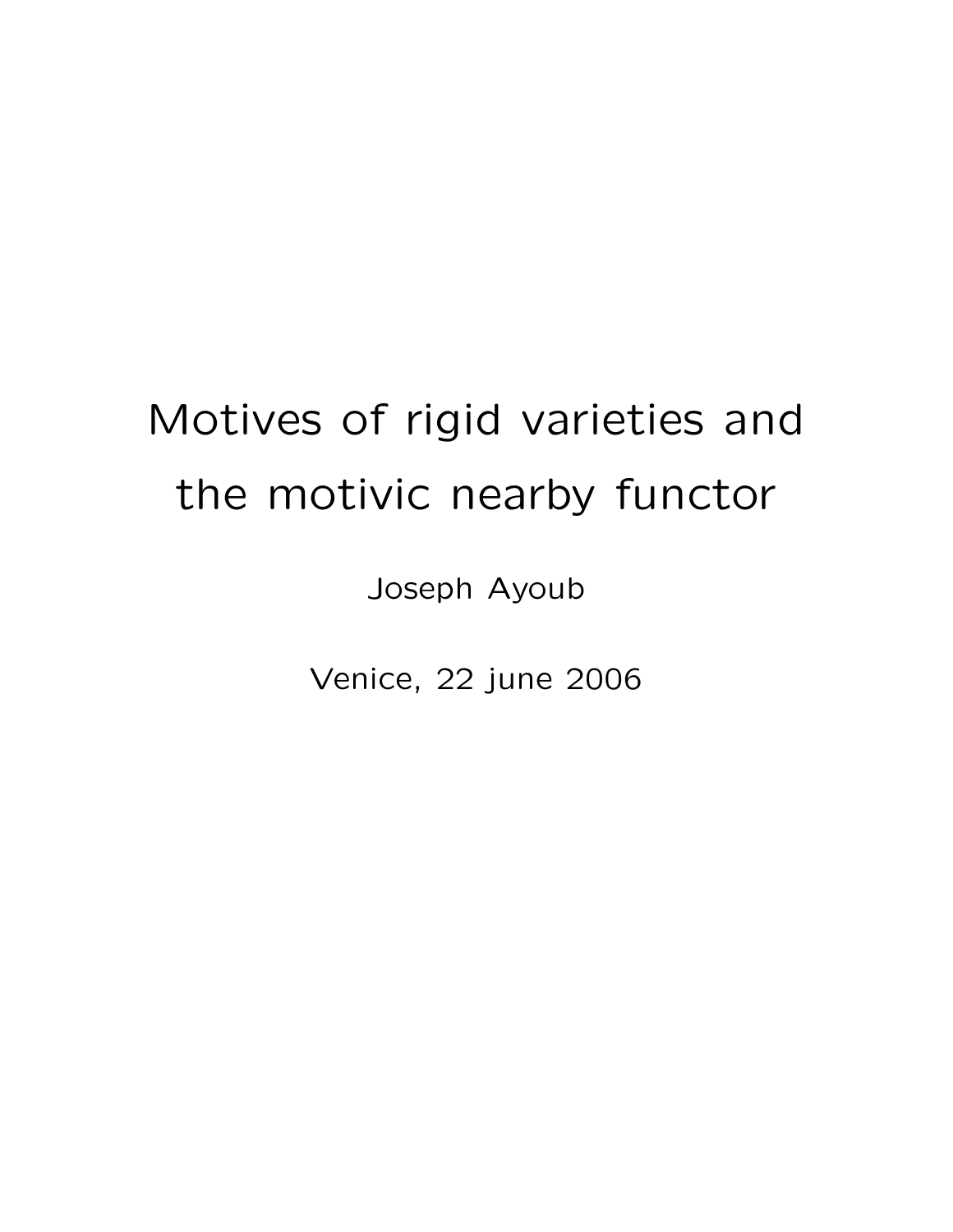# Motives of rigid varieties and the motivic nearby functor

Joseph Ayoub

Venice, 22 june 2006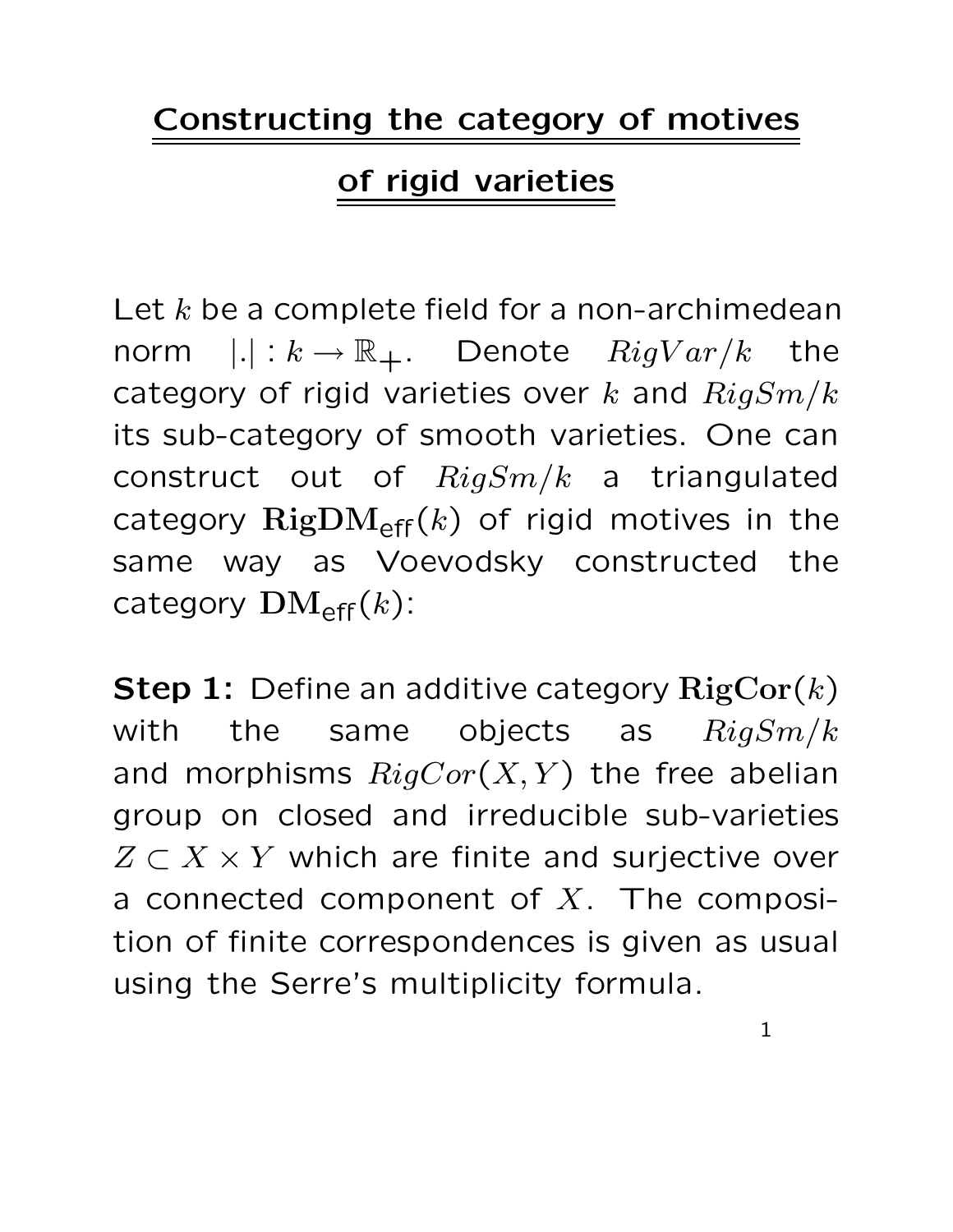# Constructing the category of motives of rigid varieties

Let $k$ be a complete field for a non-archimedean norm $|.| : k \to \mathbb{R}_+$. Denote $RigVar/k$ the category of rigid varieties over $k$ and $RigSm/k$ its sub-category of smooth varieties. One can construct out of $RigSm/k$ a triangulated category $\mathbf{RigDM}_{\text{eff}}(k)$ of rigid motives in the same way as Voevodsky constructed the category $\mathbf{DM}_{\text{eff}}(k)$:

**Step 1:** Define an additive category $\mathbf{RigCor}(k)$ with the same objects as $RigSm/k$ and morphisms $RigCor(X, Y)$ the free abelian group on closed and irreducible sub-varieties $Z \subset X \times Y$ which are finite and surjective over a connected component of $X$. The composition of finite correspondences is given as usual using the Serre's multiplicity formula.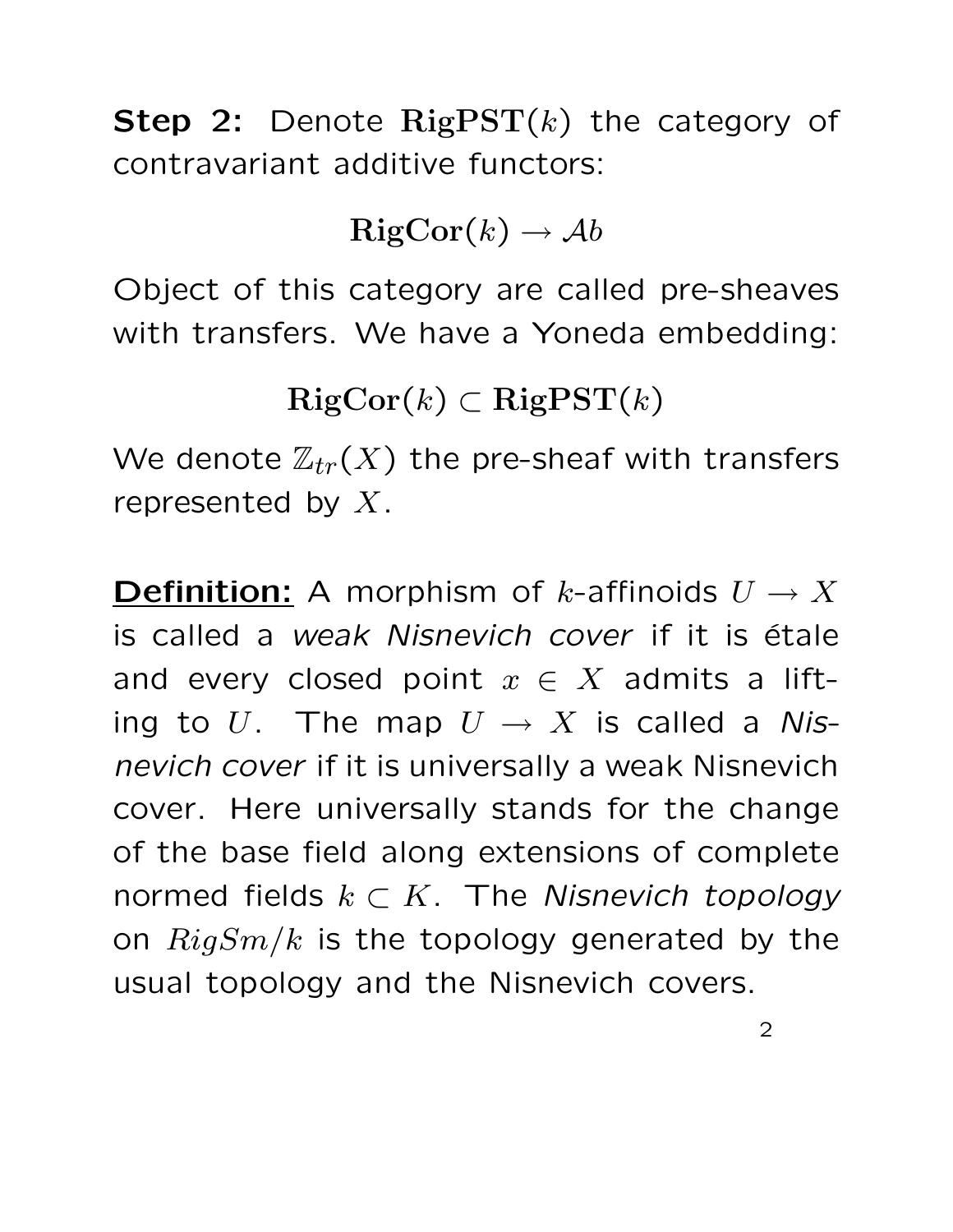**Step 2:** Denote $\mathbf{RigPST}(k)$ the category of contravariant additive functors:

$$\mathbf{RigCor}(k) \to \mathcal{A}b$$

Object of this category are called pre-sheaves with transfers. We have a Yoneda embedding:

$$\mathbf{RigCor}(k) \subset \mathbf{RigPST}(k)$$

We denote $\mathbb{Z}_{tr}(X)$ the pre-sheaf with transfers represented by $X$.

**Definition:** A morphism of $k$-affinoids $U \to X$ is called a *weak Nisnevich cover* if it is étale and every closed point $x \in X$ admits a lifting to $U$. The map $U \to X$ is called a *Nisnevich cover* if it is universally a weak Nisnevich cover. Here universally stands for the change of the base field along extensions of complete normed fields $k \subset K$. The *Nisnevich topology* on $RigSm/k$ is the topology generated by the usual topology and the Nisnevich covers.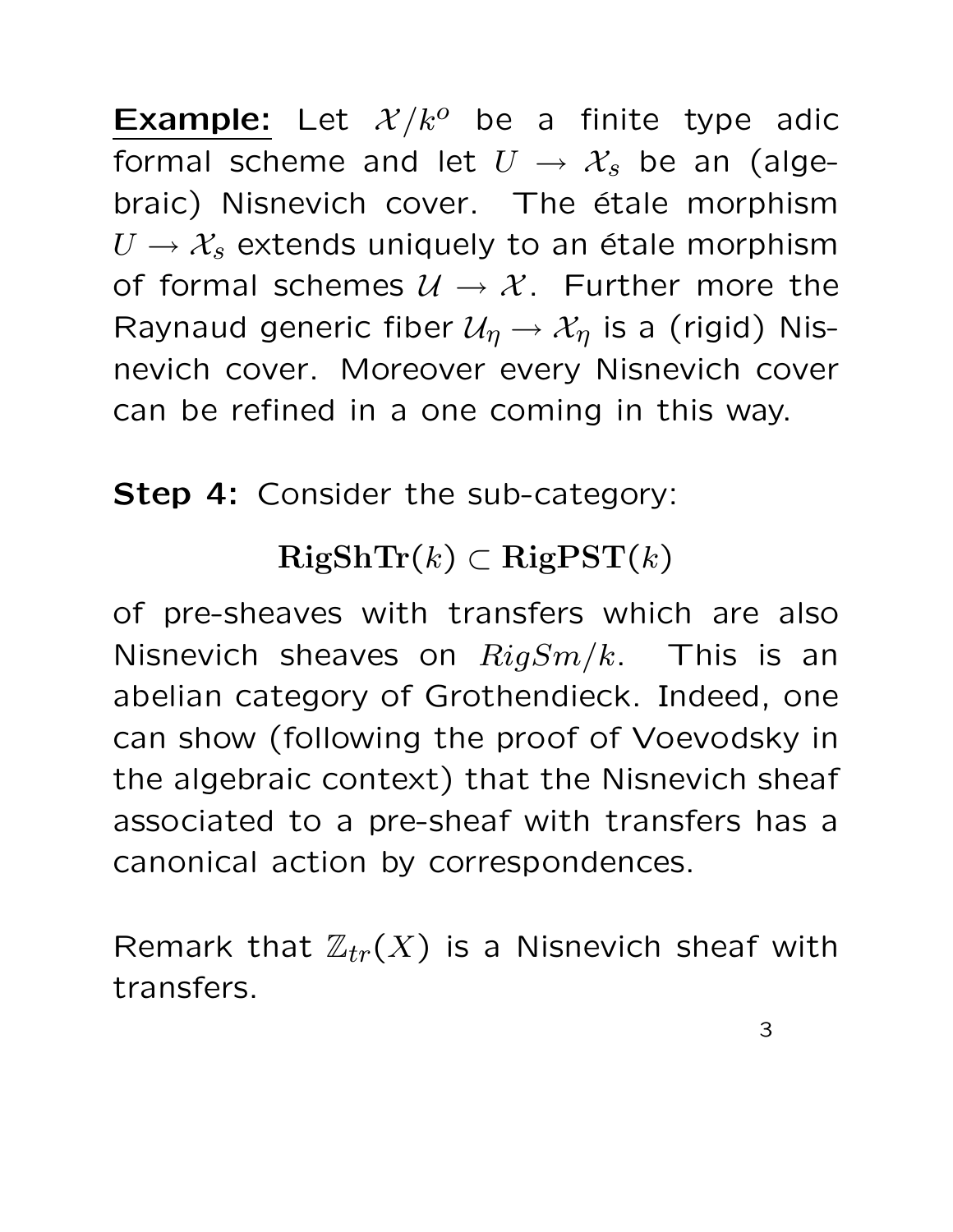**<u>Example:</u>** Let $\mathcal{X}/k^o$ be a finite type adic formal scheme and let $U \to \mathcal{X}_s$ be an (algebraic) Nisnevich cover. The étale morphism $U \to \mathcal{X}_s$ extends uniquely to an étale morphism of formal schemes $\mathcal{U} \to \mathcal{X}$. Further more the Raynaud generic fiber $\mathcal{U}_\eta \to \mathcal{X}_\eta$ is a (rigid) Nisnevich cover. Moreover every Nisnevich cover can be refined in a one coming in this way.

**Step 4:** Consider the sub-category:

$$\mathbf{RigShTr}(k) \subset \mathbf{RigPST}(k)$$

of pre-sheaves with transfers which are also Nisnevich sheaves on $RigSm/k$. This is an abelian category of Grothendieck. Indeed, one can show (following the proof of Voevodsky in the algebraic context) that the Nisnevich sheaf associated to a pre-sheaf with transfers has a canonical action by correspondences.

Remark that $\mathbb{Z}_{tr}(X)$ is a Nisnevich sheaf with transfers.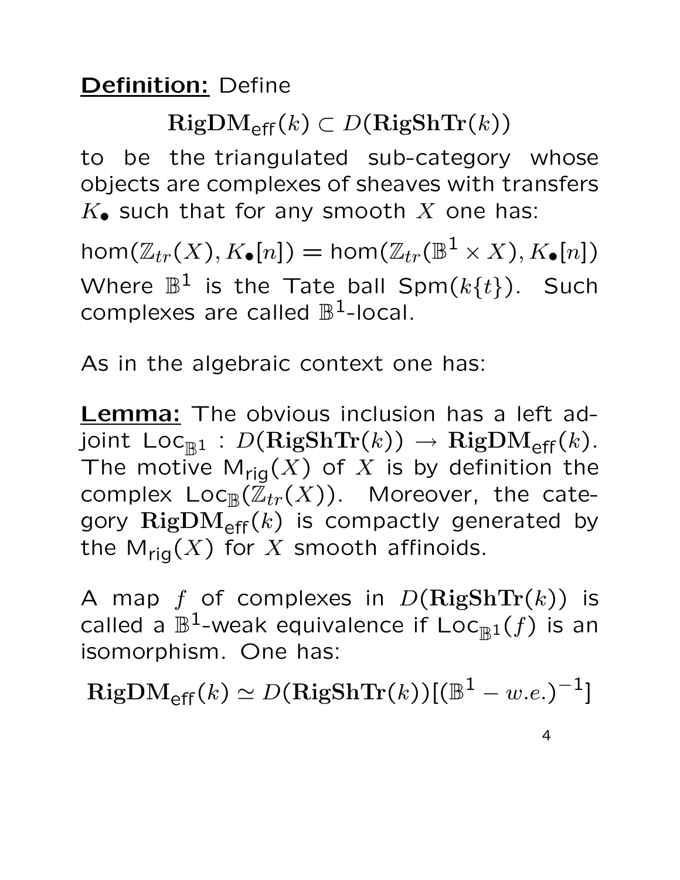**Definition:** Define

$$\mathbf{RigDM}_{\mathsf{eff}}(k) \subset D(\mathbf{RigShTr}(k))$$

to be the triangulated sub-category whose objects are complexes of sheaves with transfers $K_\bullet$ such that for any smooth $X$ one has:

$$\hom(\mathbb{Z}_{tr}(X), K_\bullet[n]) = \hom(\mathbb{Z}_{tr}(\mathbb{B}^1 \times X), K_\bullet[n])$$

Where $\mathbb{B}^1$ is the Tate ball $\mathsf{Spm}(k\{t\})$. Such complexes are called $\mathbb{B}^1$-local.

As in the algebraic context one has:

**Lemma:** The obvious inclusion has a left adjoint $\mathsf{Loc}_{\mathbb{B}^1} : D(\mathbf{RigShTr}(k)) \to \mathbf{RigDM}_{\mathsf{eff}}(k)$. The motive $\mathsf{M}_{\mathsf{rig}}(X)$ of $X$ is by definition the complex $\mathsf{Loc}_{\mathbb{B}}(\mathbb{Z}_{tr}(X))$. Moreover, the category $\mathbf{RigDM}_{\mathsf{eff}}(k)$ is compactly generated by the $\mathsf{M}_{\mathsf{rig}}(X)$ for $X$ smooth affinoids.

A map $f$ of complexes in $D(\mathbf{RigShTr}(k))$ is called a $\mathbb{B}^1$-weak equivalence if $\mathsf{Loc}_{\mathbb{B}^1}(f)$ is an isomorphism. One has:

$$\mathbf{RigDM}_{\mathsf{eff}}(k) \simeq D(\mathbf{RigShTr}(k))[(\mathbb{B}^1 - w.e.)^{-1}]$$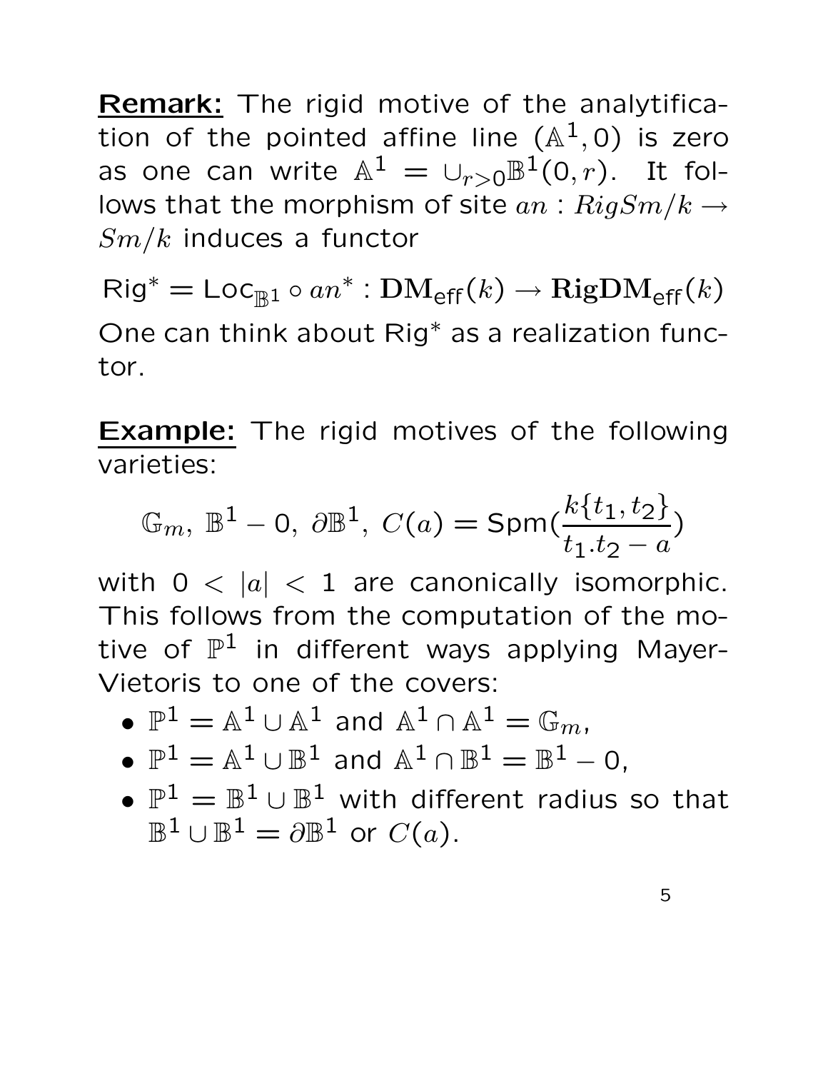**Remark:** The rigid motive of the analytification of the pointed affine line $(\mathbb{A}^1, 0)$ is zero as one can write $\mathbb{A}^1 = \cup_{r>0}\mathbb{B}^1(0, r)$. It follows that the morphism of site $an : RigSm/k \to Sm/k$ induces a functor

$$\mathsf{Rig}^* = \mathsf{Loc}_{\mathbb{B}^1} \circ an^* : \mathbf{DM}_{\mathsf{eff}}(k) \to \mathbf{RigDM}_{\mathsf{eff}}(k)$$

One can think about $\mathsf{Rig}^*$ as a realization functor.

**Example:** The rigid motives of the following varieties:

$$\mathbb{G}_m,\ \mathbb{B}^1 - 0,\ \partial\mathbb{B}^1,\ C(a) = \mathsf{Spm}(\frac{k\{t_1, t_2\}}{t_1.t_2 - a})$$

with $0 < |a| < 1$ are canonically isomorphic. This follows from the computation of the motive of $\mathbb{P}^1$ in different ways applying Mayer-Vietoris to one of the covers:

- $\mathbb{P}^1 = \mathbb{A}^1 \cup \mathbb{A}^1$ and $\mathbb{A}^1 \cap \mathbb{A}^1 = \mathbb{G}_m$,
- $\mathbb{P}^1 = \mathbb{A}^1 \cup \mathbb{B}^1$ and $\mathbb{A}^1 \cap \mathbb{B}^1 = \mathbb{B}^1 - 0$,
- $\mathbb{P}^1 = \mathbb{B}^1 \cup \mathbb{B}^1$ with different radius so that $\mathbb{B}^1 \cup \mathbb{B}^1 = \partial\mathbb{B}^1$ or $C(a)$.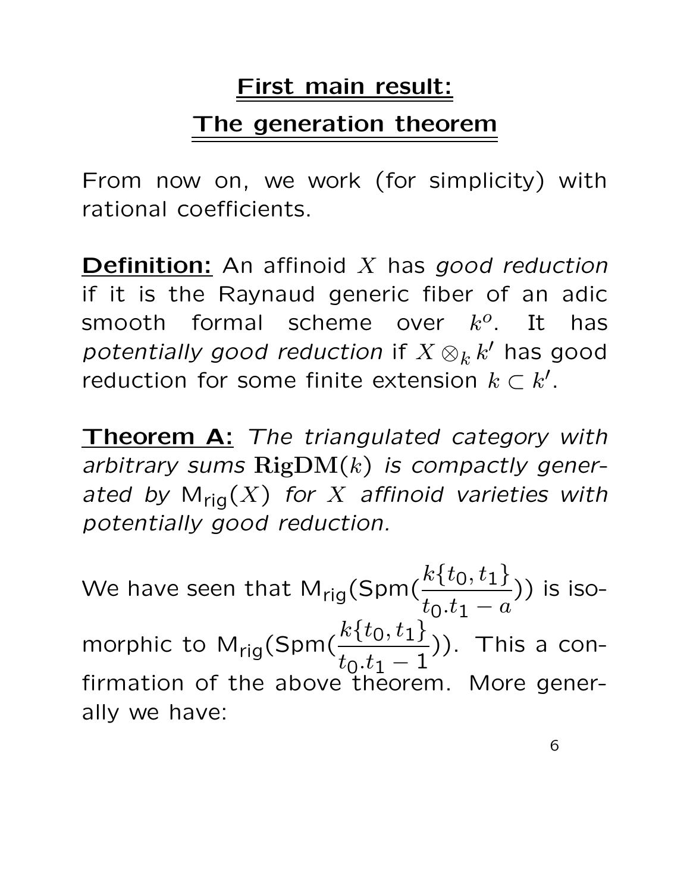# First main result: The generation theorem

From now on, we work (for simplicity) with rational coefficients.

**Definition:** An affinoid $X$ has *good reduction* if it is the Raynaud generic fiber of an adic smooth formal scheme over $k^o$. It has *potentially good reduction* if $X \otimes_k k'$ has good reduction for some finite extension $k \subset k'$.

**Theorem A:** *The triangulated category with arbitrary sums* $\mathbf{RigDM}(k)$ *is compactly generated by* $\mathsf{M}_{\mathsf{rig}}(X)$ *for* $X$ *affinoid varieties with potentially good reduction.*

We have seen that $\mathsf{M}_{\mathsf{rig}}(\mathsf{Spm}(\frac{k\{t_0, t_1\}}{t_0.t_1 - a}))$ is isomorphic to $\mathsf{M}_{\mathsf{rig}}(\mathsf{Spm}(\frac{k\{t_0, t_1\}}{t_0.t_1 - 1}))$. This a confirmation of the above theorem. More generally we have: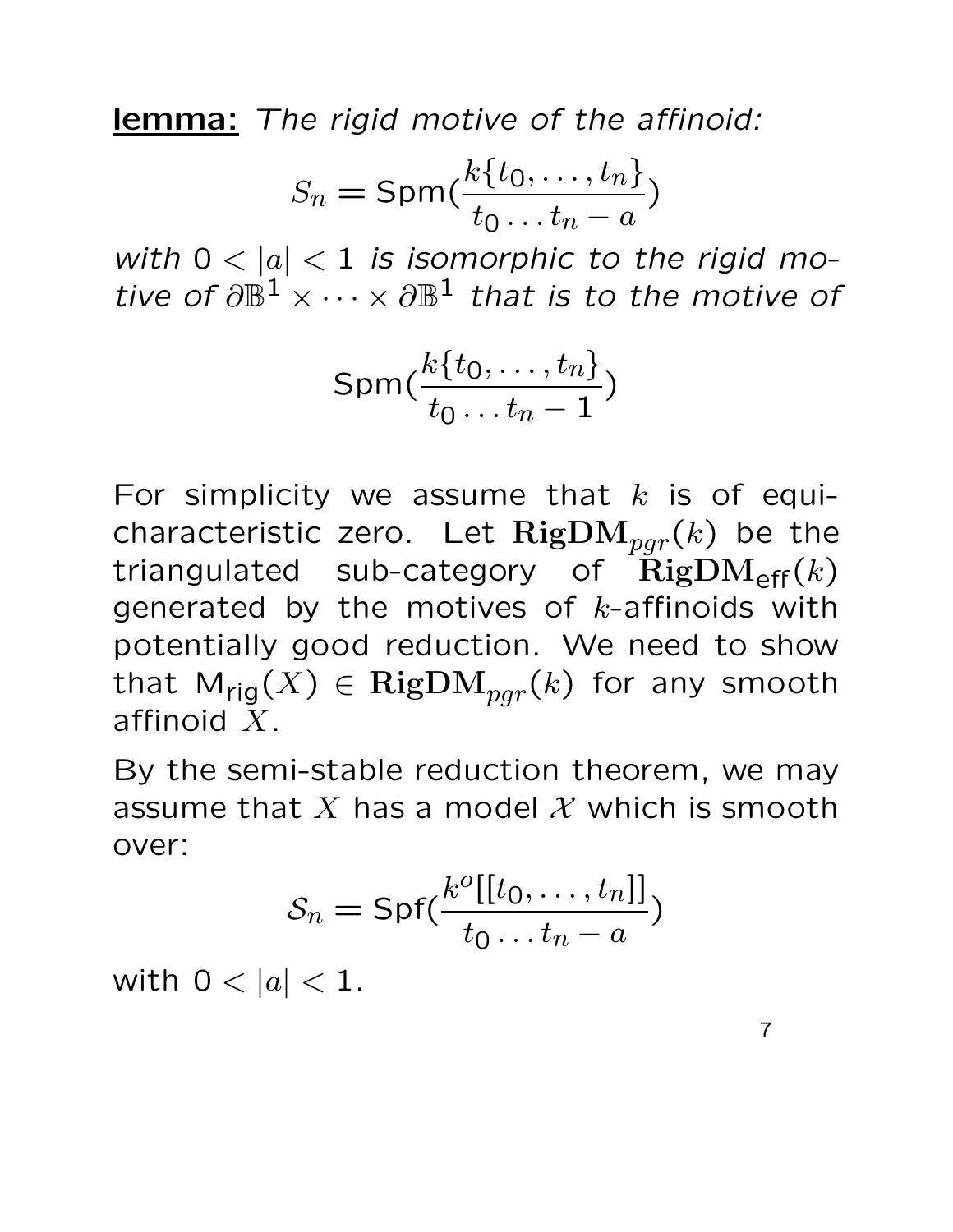**<u>lemma:</u>** *The rigid motive of the affinoid:*

$$S_n = \mathsf{Spm}(\frac{k\{t_0, \ldots, t_n\}}{t_0 \ldots t_n - a})$$

*with $0 < |a| < 1$ is isomorphic to the rigid motive of $\partial\mathbb{B}^1 \times \cdots \times \partial\mathbb{B}^1$ that is to the motive of*

$$\mathsf{Spm}(\frac{k\{t_0, \ldots, t_n\}}{t_0 \ldots t_n - 1})$$

For simplicity we assume that $k$ is of equi-characteristic zero. Let $\mathbf{RigDM}_{pgr}(k)$ be the triangulated sub-category of $\mathbf{RigDM}_{\mathsf{eff}}(k)$ generated by the motives of $k$-affinoids with potentially good reduction. We need to show that $\mathsf{M}_{\mathsf{rig}}(X) \in \mathbf{RigDM}_{pgr}(k)$ for any smooth affinoid $X$.

By the semi-stable reduction theorem, we may assume that $X$ has a model $\mathcal{X}$ which is smooth over:

$$\mathcal{S}_n = \mathsf{Spf}(\frac{k^o[[t_0, \ldots, t_n]]}{t_0 \ldots t_n - a})$$

with $0 < |a| < 1$.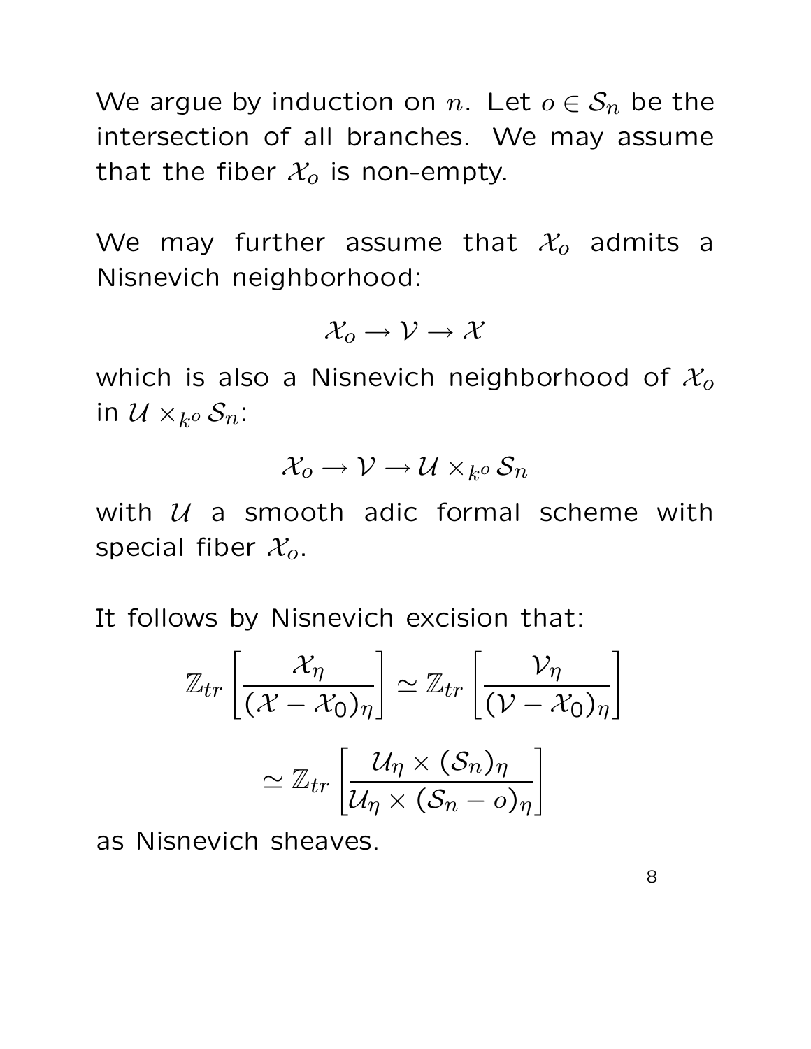We argue by induction on $n$. Let $o \in \mathcal{S}_n$ be the intersection of all branches. We may assume that the fiber $\mathcal{X}_o$ is non-empty.

We may further assume that $\mathcal{X}_o$ admits a Nisnevich neighborhood:

$$\mathcal{X}_o \to \mathcal{V} \to \mathcal{X}$$

which is also a Nisnevich neighborhood of $\mathcal{X}_o$ in $\mathcal{U} \times_{k^o} \mathcal{S}_n$:

$$\mathcal{X}_o \to \mathcal{V} \to \mathcal{U} \times_{k^o} \mathcal{S}_n$$

with $\mathcal{U}$ a smooth adic formal scheme with special fiber $\mathcal{X}_o$.

It follows by Nisnevich excision that:

$$\mathbb{Z}_{tr}\left[\frac{\mathcal{X}_\eta}{(\mathcal{X} - \mathcal{X}_0)_\eta}\right] \simeq \mathbb{Z}_{tr}\left[\frac{\mathcal{V}_\eta}{(\mathcal{V} - \mathcal{X}_0)_\eta}\right]$$

$$\simeq \mathbb{Z}_{tr}\left[\frac{\mathcal{U}_\eta \times (\mathcal{S}_n)_\eta}{\mathcal{U}_\eta \times (\mathcal{S}_n - o)_\eta}\right]$$

as Nisnevich sheaves.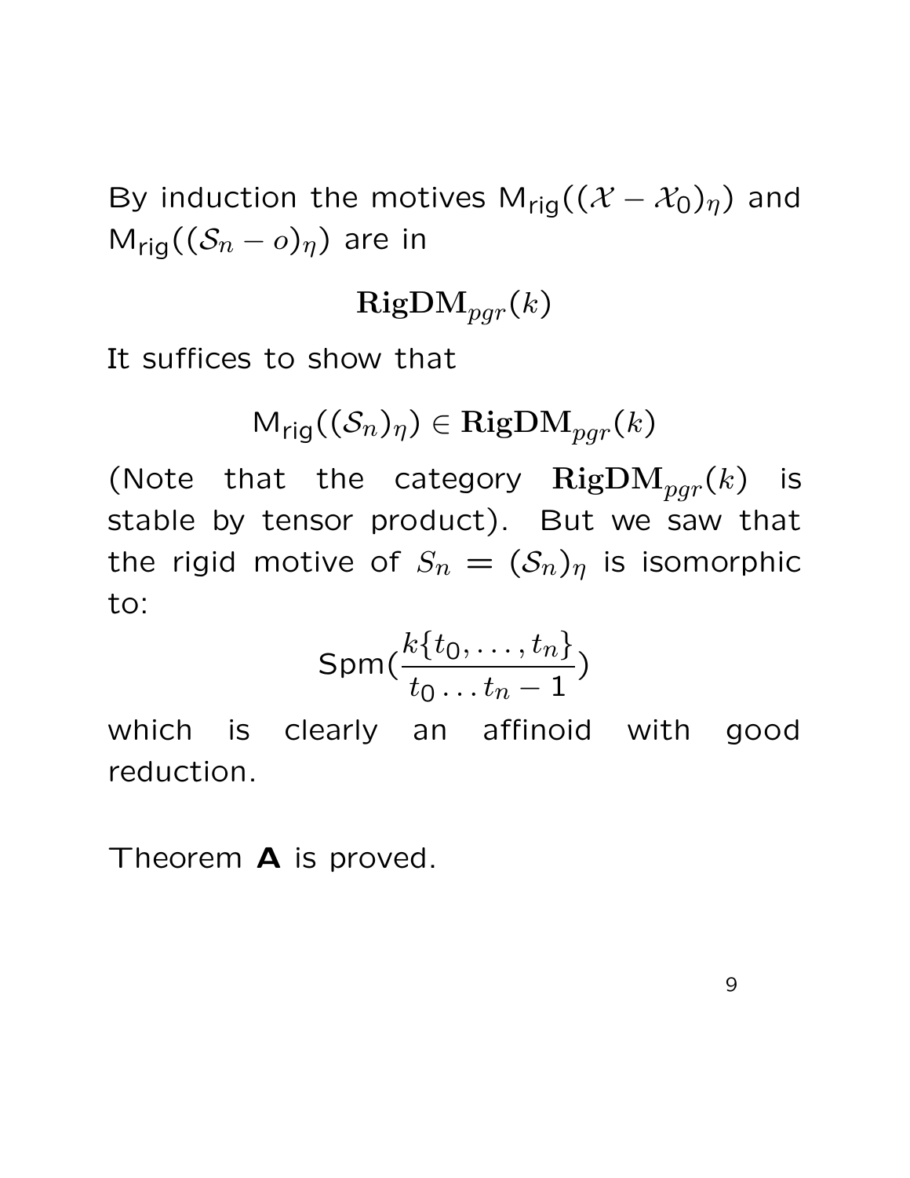By induction the motives $\mathsf{M}_{\mathsf{rig}}((\mathcal{X}-\mathcal{X}_0)_\eta)$ and $\mathsf{M}_{\mathsf{rig}}((\mathcal{S}_n - o)_\eta)$ are in

$$\mathbf{RigDM}_{pgr}(k)$$

It suffices to show that

$$\mathsf{M}_{\mathsf{rig}}((\mathcal{S}_n)_\eta) \in \mathbf{RigDM}_{pgr}(k)$$

(Note that the category $\mathbf{RigDM}_{pgr}(k)$ is stable by tensor product). But we saw that the rigid motive of $S_n = (\mathcal{S}_n)_\eta$ is isomorphic to:

$$\mathsf{Spm}(\frac{k\{t_0, \ldots, t_n\}}{t_0 \ldots t_n - 1})$$

which is clearly an affinoid with good reduction.

Theorem **A** is proved.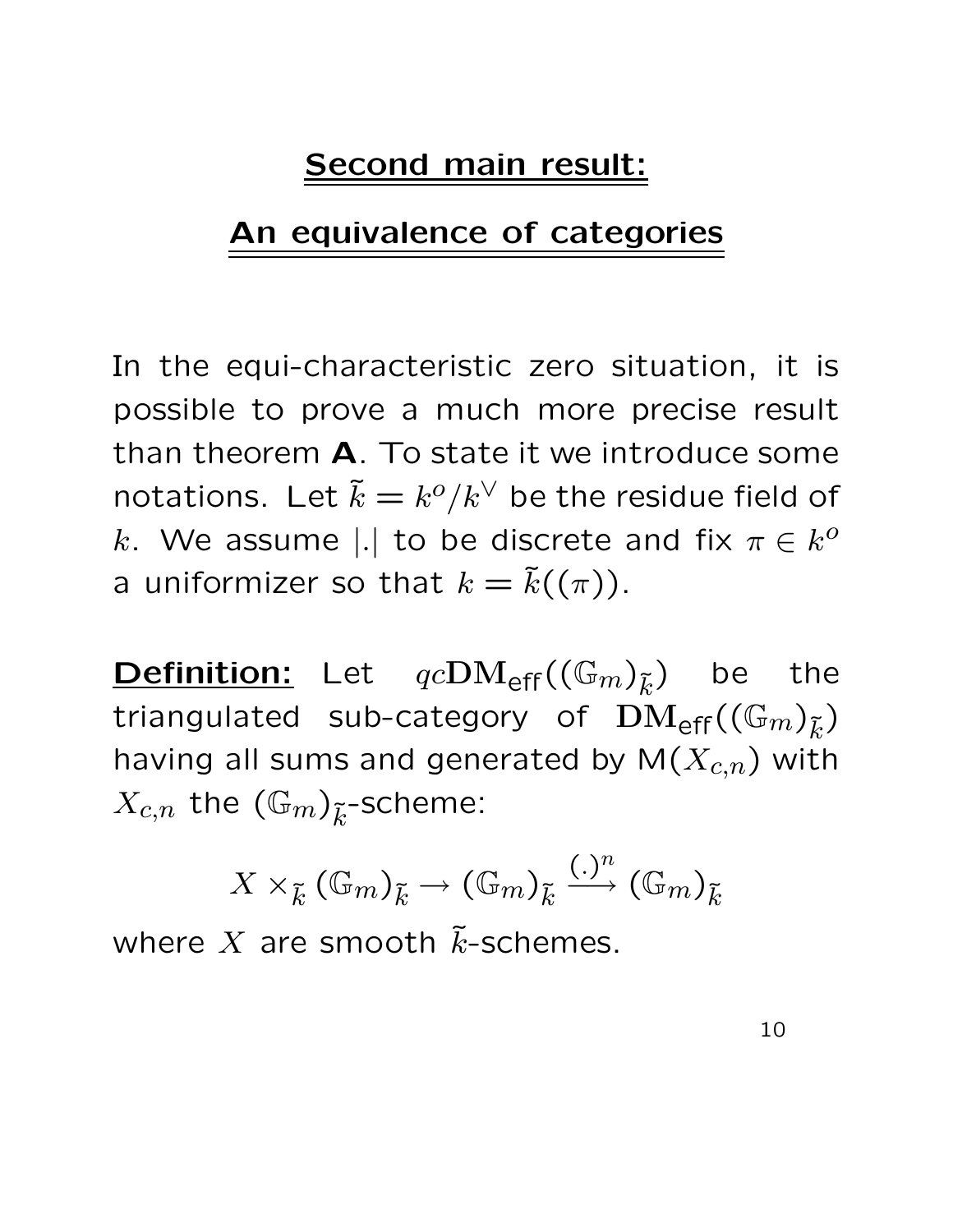## Second main result:

## An equivalence of categories

In the equi-characteristic zero situation, it is possible to prove a much more precise result than theorem **A**. To state it we introduce some notations. Let $\tilde{k} = k^o/k^\vee$ be the residue field of $k$. We assume $|.|$ to be discrete and fix $\pi \in k^o$ a uniformizer so that $k = \tilde{k}((\pi))$.

**Definition:** Let $qc\mathbf{DM}_{\mathsf{eff}}((\mathbb{G}_m)_{\tilde{k}})$ be the triangulated sub-category of $\mathbf{DM}_{\mathsf{eff}}((\mathbb{G}_m)_{\tilde{k}})$ having all sums and generated by $\mathsf{M}(X_{c,n})$ with $X_{c,n}$ the $(\mathbb{G}_m)_{\tilde{k}}$-scheme:

$$X \times_{\tilde{k}} (\mathbb{G}_m)_{\tilde{k}} \to (\mathbb{G}_m)_{\tilde{k}} \xrightarrow{(.)^n} (\mathbb{G}_m)_{\tilde{k}}$$

where $X$ are smooth $\tilde{k}$-schemes.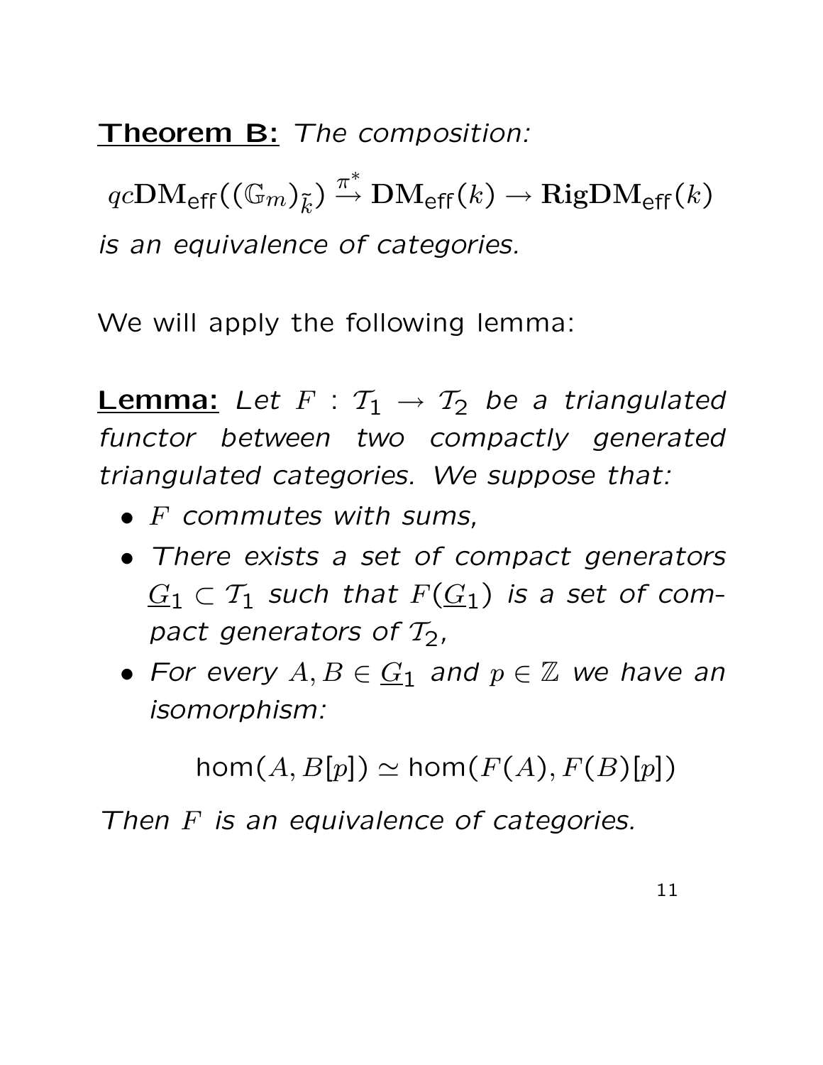**Theorem B:** *The composition:*

$$qc\mathbf{DM}_{\mathsf{eff}}((\mathbb{G}_m)_{\widetilde{k}}) \xrightarrow{\pi^*} \mathbf{DM}_{\mathsf{eff}}(k) \to \mathbf{RigDM}_{\mathsf{eff}}(k)$$

*is an equivalence of categories.*

We will apply the following lemma:

**Lemma:** *Let $F : \mathcal{T}_1 \to \mathcal{T}_2$ be a triangulated functor between two compactly generated triangulated categories. We suppose that:*

- *$F$ commutes with sums,*
- *There exists a set of compact generators $\underline{G}_1 \subset \mathcal{T}_1$ such that $F(\underline{G}_1)$ is a set of compact generators of $\mathcal{T}_2$,*
- *For every $A, B \in \underline{G}_1$ and $p \in \mathbb{Z}$ we have an isomorphism:*

$$\mathsf{hom}(A, B[p]) \simeq \mathsf{hom}(F(A), F(B)[p])$$

*Then $F$ is an equivalence of categories.*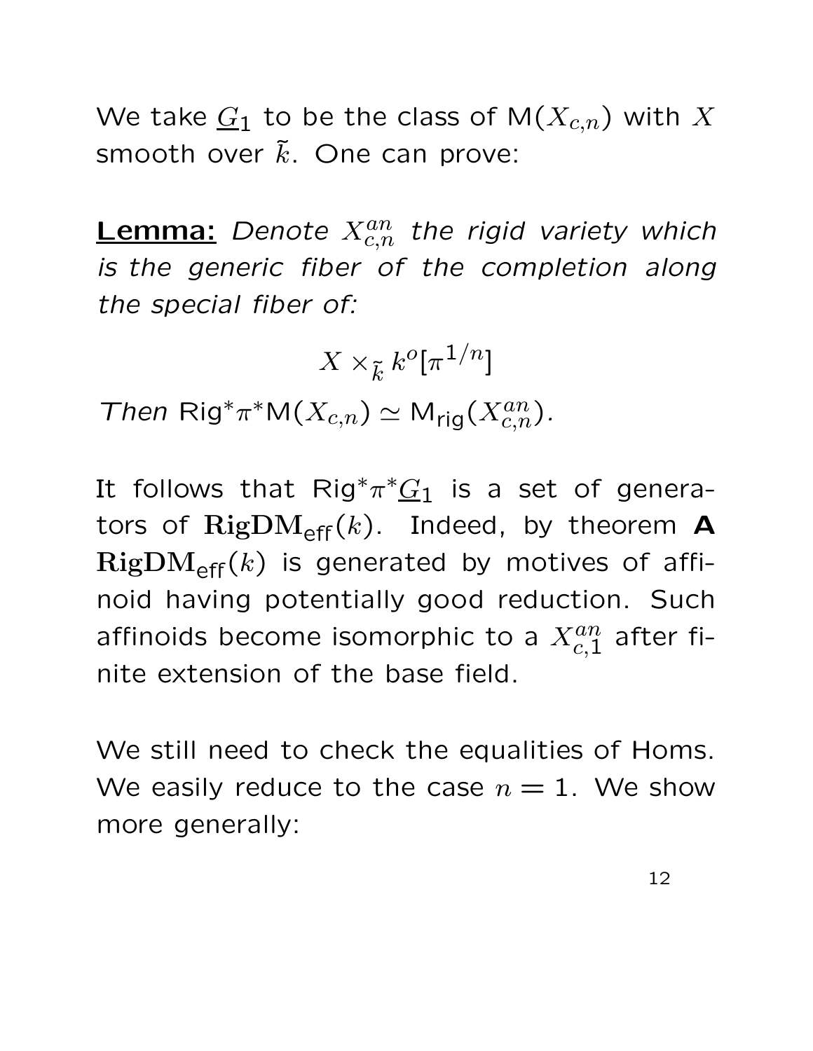We take $\underline{G}_1$ to be the class of $\mathsf{M}(X_{c,n})$ with $X$ smooth over $\tilde{k}$. One can prove:

**<u>Lemma:</u>** *Denote $X^{an}_{c,n}$ the rigid variety which is the generic fiber of the completion along the special fiber of:*

$$X \times_{\tilde{k}} k^o[\pi^{1/n}]$$

*Then* $\mathsf{Rig}^* \pi^* \mathsf{M}(X_{c,n}) \simeq \mathsf{M}_{\mathsf{rig}}(X^{an}_{c,n})$.

It follows that $\mathsf{Rig}^* \pi^* \underline{G}_1$ is a set of generators of $\mathbf{RigDM}_{\mathsf{eff}}(k)$. Indeed, by theorem **A** $\mathbf{RigDM}_{\mathsf{eff}}(k)$ is generated by motives of affinoid having potentially good reduction. Such affinoids become isomorphic to a $X^{an}_{c,1}$ after finite extension of the base field.

We still need to check the equalities of Homs. We easily reduce to the case $n = 1$. We show more generally: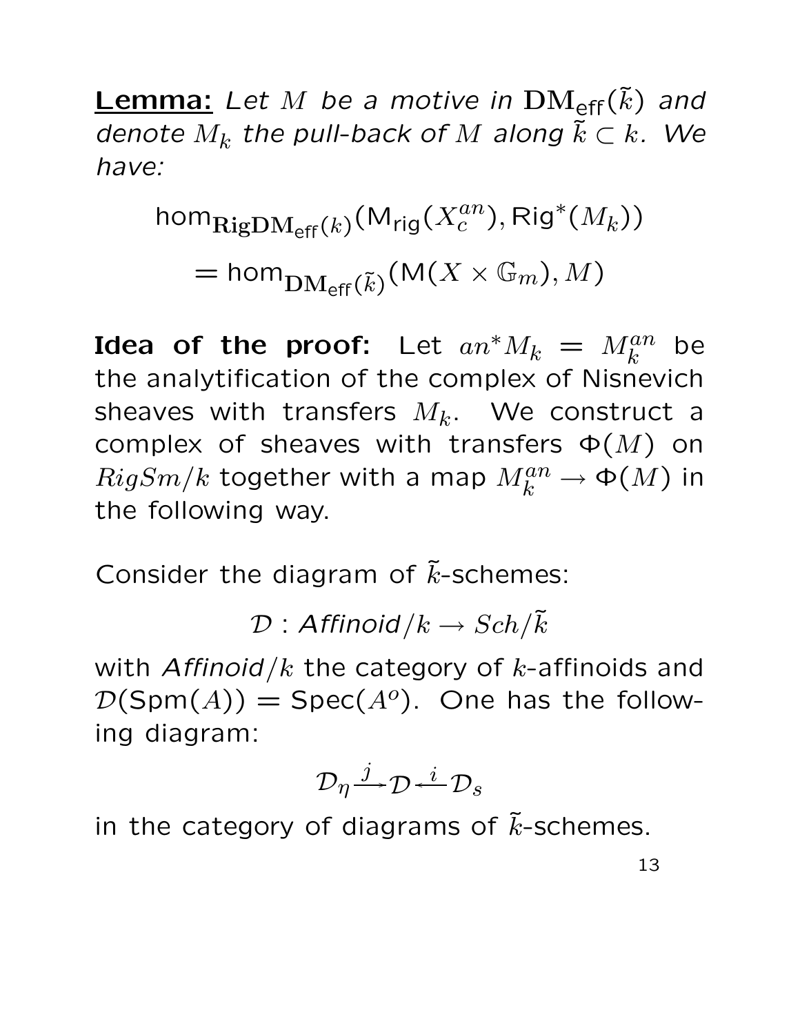**Lemma:** *Let $M$ be a motive in $\mathbf{DM}_{\mathsf{eff}}(\tilde{k})$ and denote $M_k$ the pull-back of $M$ along $\tilde{k} \subset k$. We have:*

$$\mathsf{hom}_{\mathbf{RigDM}_{\mathsf{eff}}(k)}(\mathsf{M}_{\mathsf{rig}}(X_c^{an}), \mathsf{Rig}^*(M_k))$$

$$= \mathsf{hom}_{\mathbf{DM}_{\mathsf{eff}}(\tilde{k})}(\mathsf{M}(X \times \mathbb{G}_m), M)$$

**Idea of the proof:** Let $an^* M_k = M_k^{an}$ be the analytification of the complex of Nisnevich sheaves with transfers $M_k$. We construct a complex of sheaves with transfers $\Phi(M)$ on $RigSm/k$ together with a map $M_k^{an} \to \Phi(M)$ in the following way.

Consider the diagram of $\tilde{k}$-schemes:

$$\mathcal{D} : \mathit{Affinoid}/k \to Sch/\tilde{k}$$

with *Affinoid*$/k$ the category of $k$-affinoids and $\mathcal{D}(\mathsf{Spm}(A)) = \mathsf{Spec}(A^o)$. One has the following diagram:

$$\mathcal{D}_\eta \xrightarrow{j} \mathcal{D} \xleftarrow{i} \mathcal{D}_s$$

in the category of diagrams of $\tilde{k}$-schemes.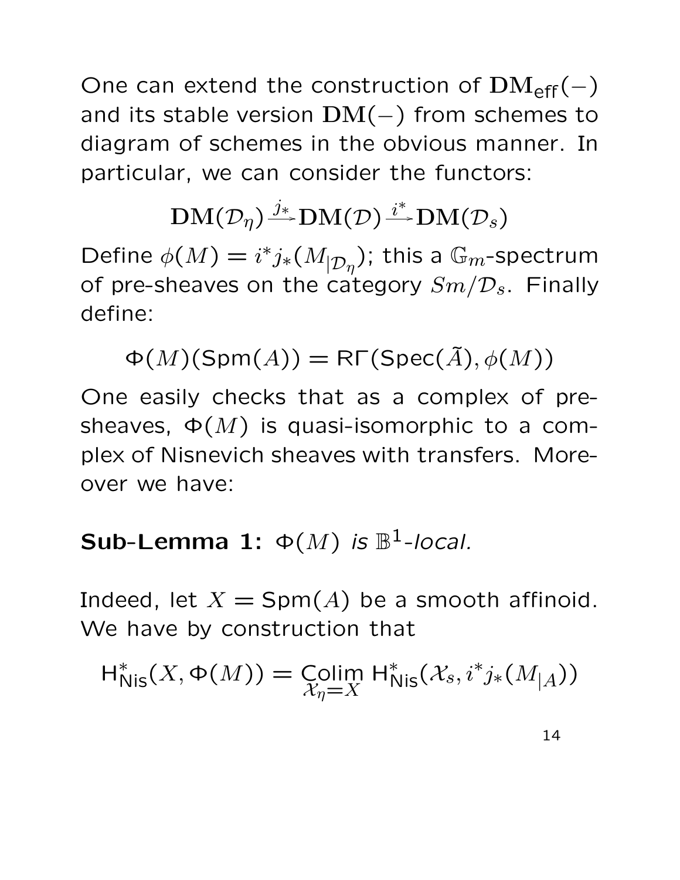One can extend the construction of $\mathbf{DM}_{\mathsf{eff}}(-)$ and its stable version $\mathbf{DM}(-)$ from schemes to diagram of schemes in the obvious manner. In particular, we can consider the functors:

$$\mathbf{DM}(\mathcal{D}_\eta) \xrightarrow{j_*} \mathbf{DM}(\mathcal{D}) \xrightarrow{i^*} \mathbf{DM}(\mathcal{D}_s)$$

Define $\phi(M) = i^* j_*(M_{|\mathcal{D}_\eta})$; this a $\mathbb{G}_m$-spectrum of pre-sheaves on the category $Sm/\mathcal{D}_s$. Finally define:

$$\Phi(M)(\mathsf{Spm}(A)) = \mathsf{R}\Gamma(\mathsf{Spec}(\tilde{A}), \phi(M))$$

One easily checks that as a complex of pre-sheaves, $\Phi(M)$ is quasi-isomorphic to a complex of Nisnevich sheaves with transfers. Moreover we have:

**Sub-Lemma 1:** *$\Phi(M)$ is $\mathbb{B}^1$-local.*

Indeed, let $X = \mathsf{Spm}(A)$ be a smooth affinoid. We have by construction that

$$\mathsf{H}^*_{\mathsf{Nis}}(X, \Phi(M)) = \underset{\mathcal{X}_\eta = X}{\mathsf{Colim}}\ \mathsf{H}^*_{\mathsf{Nis}}(\mathcal{X}_s, i^* j_*(M_{|A}))$$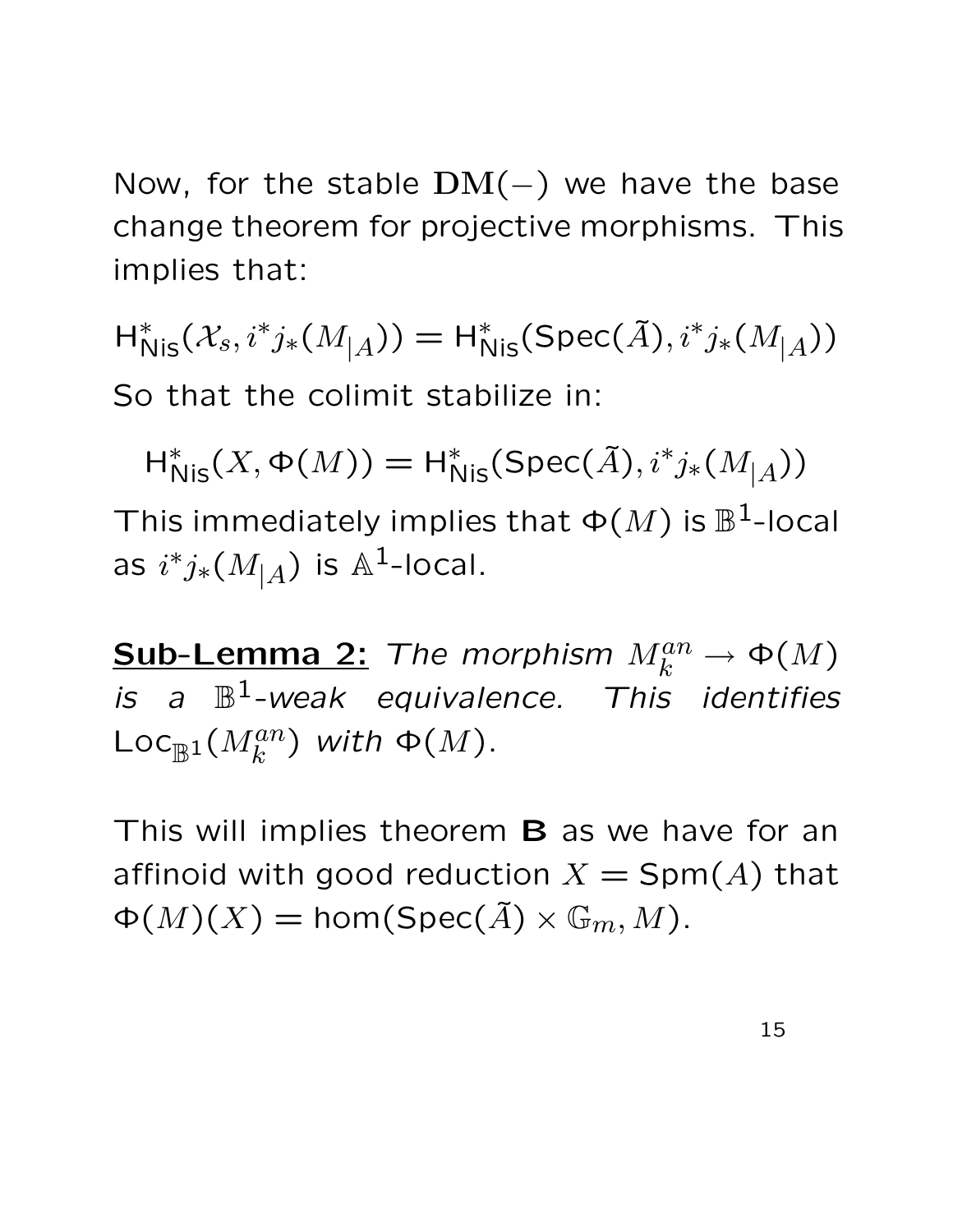Now, for the stable $\mathbf{DM}(-)$ we have the base change theorem for projective morphisms. This implies that:

$$\mathsf{H}^*_{\mathsf{Nis}}(\mathcal{X}_s, i^*j_*(M_{|A})) = \mathsf{H}^*_{\mathsf{Nis}}(\mathsf{Spec}(\tilde{A}), i^*j_*(M_{|A}))$$

So that the colimit stabilize in:

$$\mathsf{H}^*_{\mathsf{Nis}}(X, \Phi(M)) = \mathsf{H}^*_{\mathsf{Nis}}(\mathsf{Spec}(\tilde{A}), i^*j_*(M_{|A}))$$

This immediately implies that $\Phi(M)$ is $\mathbb{B}^1$-local as $i^*j_*(M_{|A})$ is $\mathbb{A}^1$-local.

**Sub-Lemma 2:** *The morphism $M_k^{an} \to \Phi(M)$ is a $\mathbb{B}^1$-weak equivalence. This identifies $\mathsf{Loc}_{\mathbb{B}^1}(M_k^{an})$ with $\Phi(M)$.*

This will implies theorem **B** as we have for an affinoid with good reduction $X = \mathsf{Spm}(A)$ that $\Phi(M)(X) = \mathsf{hom}(\mathsf{Spec}(\tilde{A}) \times \mathbb{G}_m, M)$.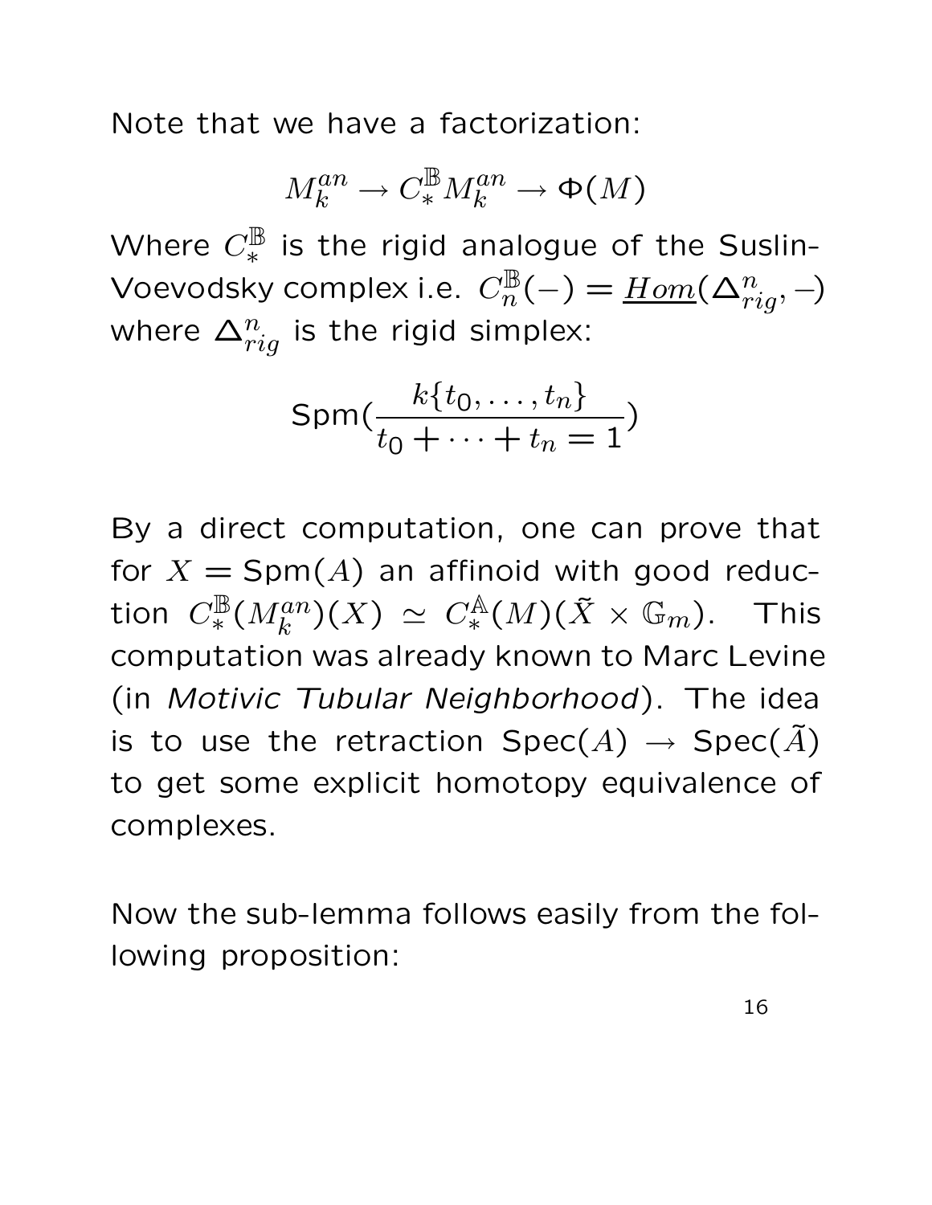Note that we have a factorization:

$$M_k^{an} \to C_*^{\mathbb{B}} M_k^{an} \to \Phi(M)$$

Where $C_*^{\mathbb{B}}$ is the rigid analogue of the Suslin-Voevodsky complex i.e. $C_n^{\mathbb{B}}(-) = \underline{Hom}(\Delta_{rig}^n, -)$ where $\Delta_{rig}^n$ is the rigid simplex:

$$\mathrm{Spm}(\frac{k\{t_0, \dots, t_n\}}{t_0 + \cdots + t_n = 1})$$

By a direct computation, one can prove that for $X = \mathrm{Spm}(A)$ an affinoid with good reduction $C_*^{\mathbb{B}}(M_k^{an})(X) \simeq C_*^{\mathbb{A}}(M)(\tilde{X} \times \mathbb{G}_m)$. This computation was already known to Marc Levine (in *Motivic Tubular Neighborhood*). The idea is to use the retraction $\mathrm{Spec}(A) \to \mathrm{Spec}(\tilde{A})$ to get some explicit homotopy equivalence of complexes.

Now the sub-lemma follows easily from the following proposition: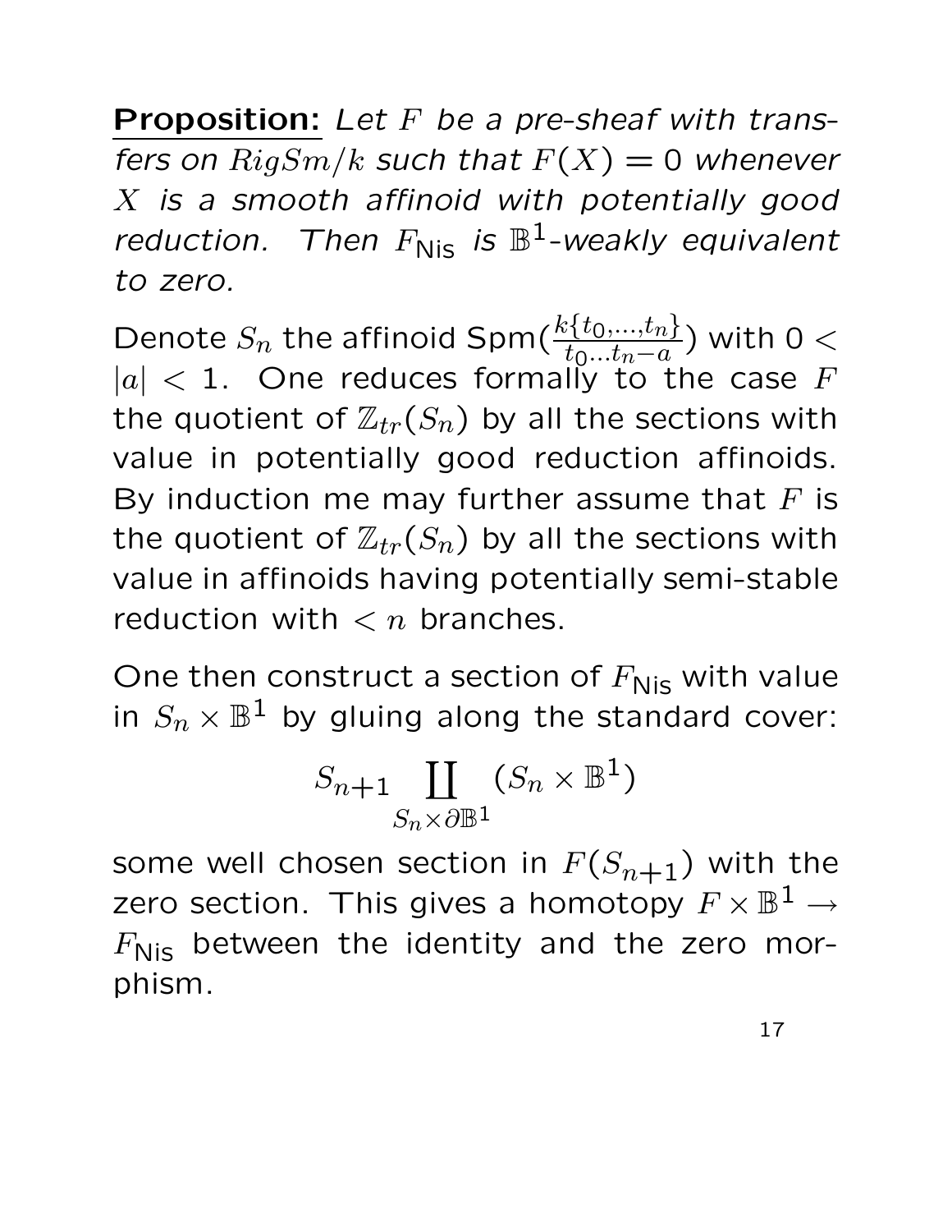**Proposition:** *Let $F$ be a pre-sheaf with transfers on $RigSm/k$ such that $F(X) = 0$ whenever $X$ is a smooth affinoid with potentially good reduction. Then $F_{\mathsf{Nis}}$ is $\mathbb{B}^1$-weakly equivalent to zero.*

Denote $S_n$ the affinoid $\mathrm{Spm}(\frac{k\{t_0,\ldots,t_n\}}{t_0\ldots t_n - a})$ with $0 < |a| < 1$. One reduces formally to the case $F$ the quotient of $\mathbb{Z}_{tr}(S_n)$ by all the sections with value in potentially good reduction affinoids. By induction me may further assume that $F$ is the quotient of $\mathbb{Z}_{tr}(S_n)$ by all the sections with value in affinoids having potentially semi-stable reduction with $< n$ branches.

One then construct a section of $F_{\mathsf{Nis}}$ with value in $S_n \times \mathbb{B}^1$ by gluing along the standard cover:

$$S_{n+1} \coprod_{S_n \times \partial \mathbb{B}^1} (S_n \times \mathbb{B}^1)$$

some well chosen section in $F(S_{n+1})$ with the zero section. This gives a homotopy $F \times \mathbb{B}^1 \to F_{\mathsf{Nis}}$ between the identity and the zero morphism.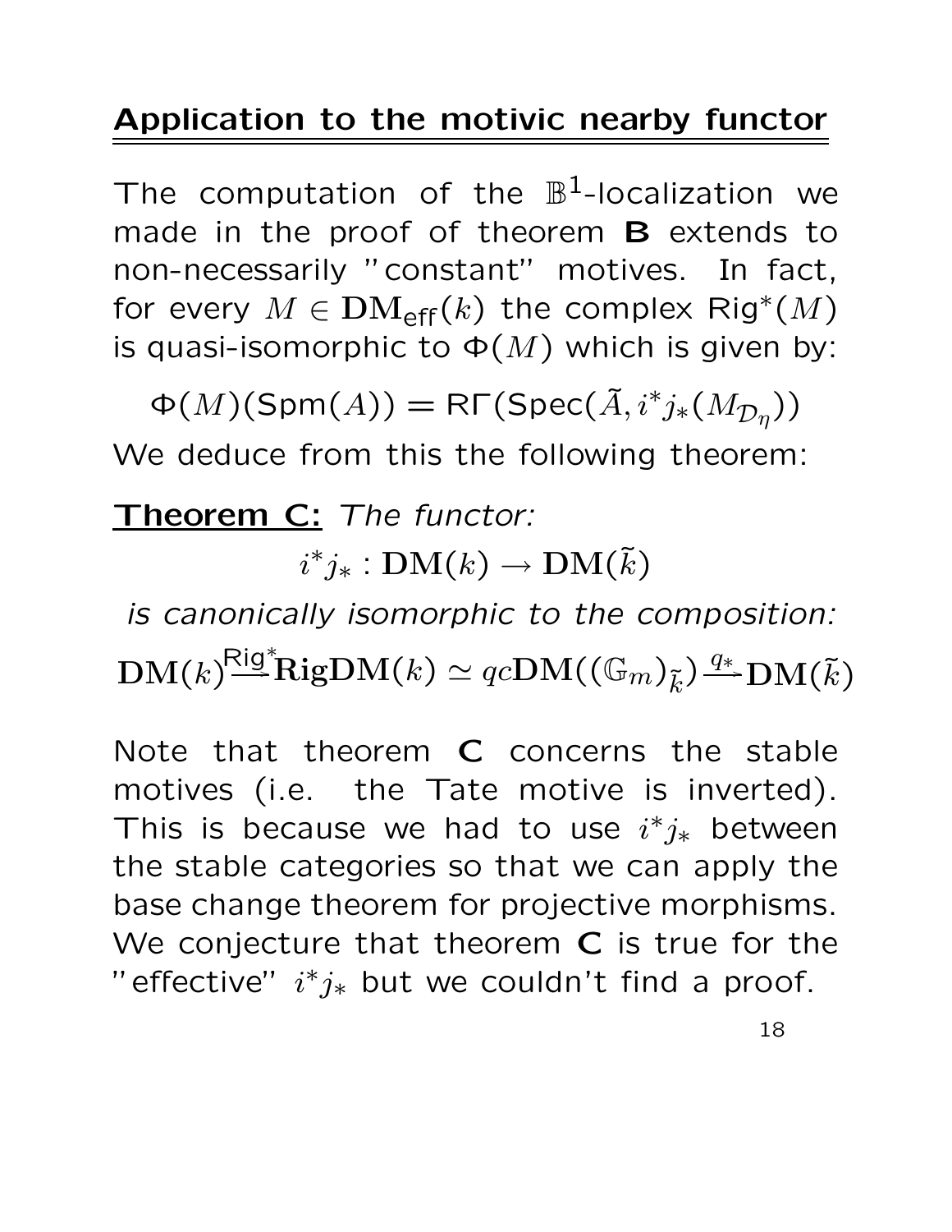## Application to the motivic nearby functor

The computation of the $\mathbb{B}^1$-localization we made in the proof of theorem **B** extends to non-necessarily "constant" motives. In fact, for every $M \in \mathbf{DM}_{\mathsf{eff}}(k)$ the complex $\mathsf{Rig}^*(M)$ is quasi-isomorphic to $\Phi(M)$ which is given by:

$$\Phi(M)(\mathsf{Spm}(A)) = \mathsf{R}\Gamma(\mathsf{Spec}(\tilde{A}, i^*j_*(M_{\mathcal{D}_\eta}))$$

We deduce from this the following theorem:

**Theorem C:** *The functor:*

$$i^*j_* : \mathbf{DM}(k) \to \mathbf{DM}(\tilde{k})$$

*is canonically isomorphic to the composition:*

$$\mathbf{DM}(k) \xrightarrow{\mathsf{Rig}^*} \mathbf{RigDM}(k) \simeq qc\mathbf{DM}((\mathbb{G}_m)_{\tilde{k}}) \xrightarrow{q_*} \mathbf{DM}(\tilde{k})$$

Note that theorem **C** concerns the stable motives (i.e. the Tate motive is inverted). This is because we had to use $i^*j_*$ between the stable categories so that we can apply the base change theorem for projective morphisms. We conjecture that theorem **C** is true for the "effective" $i^*j_*$ but we couldn't find a proof.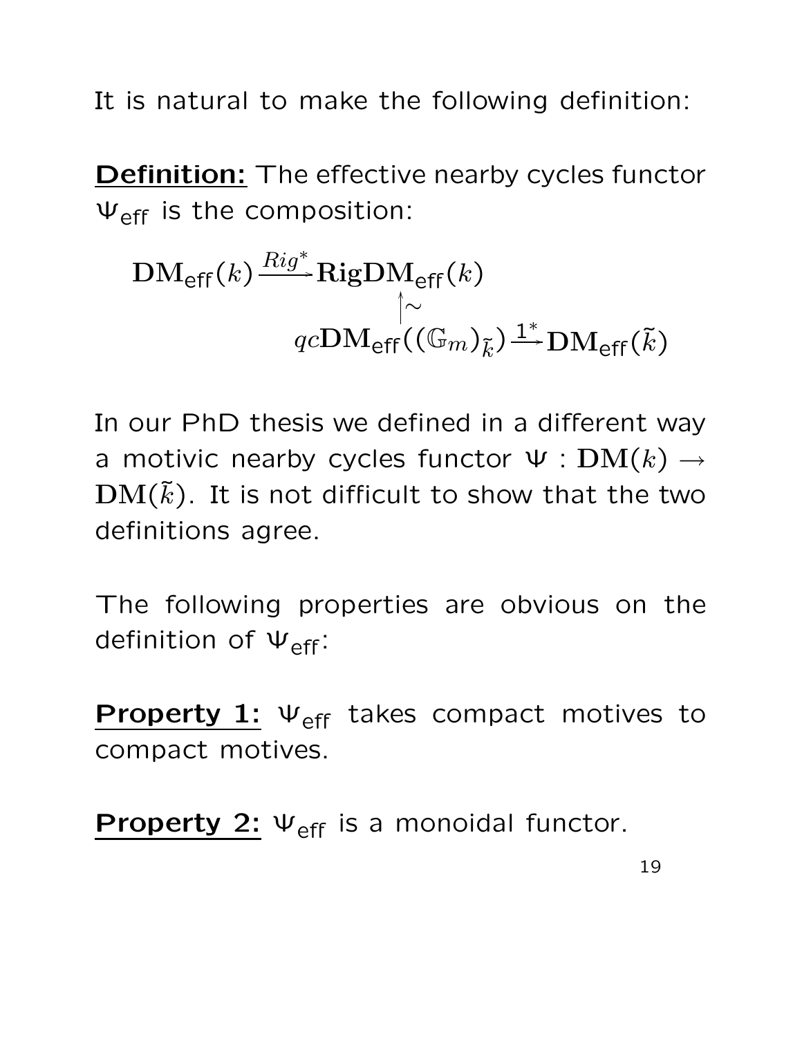It is natural to make the following definition:

**Definition:** The effective nearby cycles functor $\Psi_{\mathsf{eff}}$ is the composition:

$$
\begin{array}{ccccc}
\mathbf{DM}_{\mathsf{eff}}(k) & \xrightarrow{Rig^*} & \mathbf{RigDM}_{\mathsf{eff}}(k) & & \\
 & & \uparrow\wr & & \\
 & & qc\mathbf{DM}_{\mathsf{eff}}((\mathbb{G}_m)_{\tilde{k}}) & \xrightarrow{1^*} & \mathbf{DM}_{\mathsf{eff}}(\tilde{k})
\end{array}
$$

In our PhD thesis we defined in a different way a motivic nearby cycles functor $\Psi : \mathbf{DM}(k) \to \mathbf{DM}(\tilde{k})$. It is not difficult to show that the two definitions agree.

The following properties are obvious on the definition of $\Psi_{\mathsf{eff}}$:

**Property 1:** $\Psi_{\mathsf{eff}}$ takes compact motives to compact motives.

**Property 2:** $\Psi_{\mathsf{eff}}$ is a monoidal functor.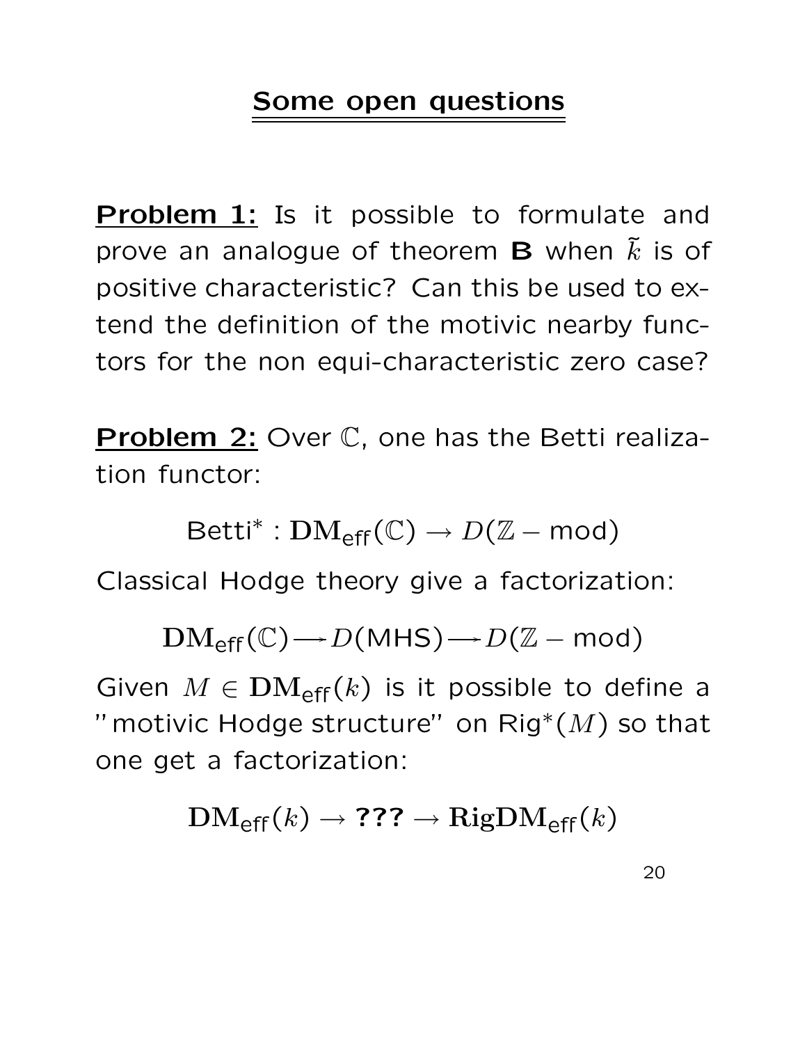# Some open questions

**Problem 1:** Is it possible to formulate and prove an analogue of theorem **B** when $\tilde{k}$ is of positive characteristic? Can this be used to extend the definition of the motivic nearby functors for the non equi-characteristic zero case?

**Problem 2:** Over $\mathbb{C}$, one has the Betti realization functor:

$$\mathsf{Betti}^* : \mathbf{DM}_{\mathsf{eff}}(\mathbb{C}) \to D(\mathbb{Z} - \mathsf{mod})$$

Classical Hodge theory give a factorization:

$$\mathbf{DM}_{\mathsf{eff}}(\mathbb{C}) \longrightarrow D(\mathsf{MHS}) \longrightarrow D(\mathbb{Z} - \mathsf{mod})$$

Given $M \in \mathbf{DM}_{\mathsf{eff}}(k)$ is it possible to define a "motivic Hodge structure" on $\mathsf{Rig}^*(M)$ so that one get a factorization:

$$\mathbf{DM}_{\mathsf{eff}}(k) \to \mathbf{???} \to \mathbf{RigDM}_{\mathsf{eff}}(k)$$